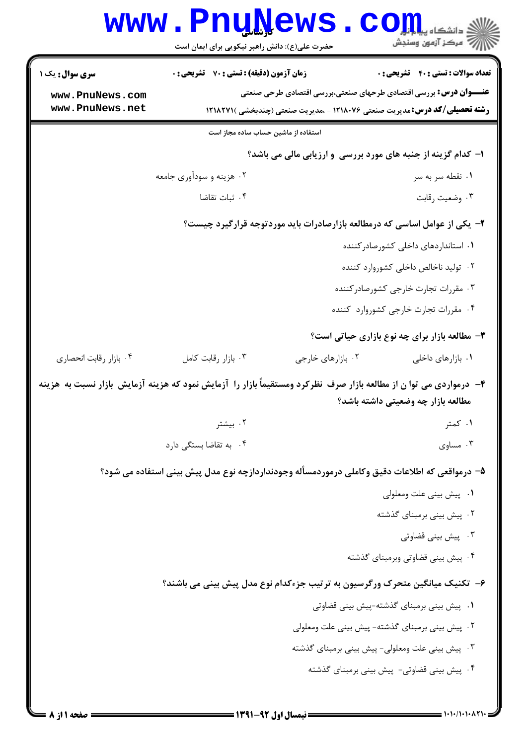کارشناسی

حضرت علی(ع): دانش راهبر نیکویی برای ایمان است

**سری سوال:** یک ۱
**زمان آزمون (دقیقه) : تستی : ۷۰ تشریحی : ۰**
**تعداد سوالات : تستی : ۴۰ تشریحی : ۰**

**عنـــوان درس:** بررسی اقتصادی طرحهای صنعتی،بررسی اقتصادی طرحی صنعتی

**رشته تحصیلی/کد درس:** مدیریت صنعتی ۱۲۱۸۰۷۶ - ،مدیریت صنعتی (چندبخشی )۱۲۱۸۲۷۱

استفاده از ماشین حساب ساده مجاز است

**۱- کدام گزینه از جنبه های مورد بررسی و ارزیابی مالی می باشد؟**

۱. نقطه سر به سر
۲. هزینه و سودآوری جامعه
۳. وضعیت رقابت
۴. ثبات تقاضا

**۲- یکی از عوامل اساسی که درمطالعه بازارصادرات باید موردتوجه قرارگیرد چیست؟**

۱. استانداردهای داخلی کشورصادرکننده
۲. تولید ناخالص داخلی کشوروارد کننده
۳. مقررات تجارت خارجی کشورصادرکننده
۴. مقررات تجارت خارجی کشوروارد کننده

**۳- مطالعه بازار برای چه نوع بازاری حیاتی است؟**

۱. بازارهای داخلی
۲. بازارهای خارجی
۳. بازار رقابت کامل
۴. بازار رقابت انحصاری

**۴- درمواردی می توا ن از مطالعه بازار صرف نظرکرد ومستقیماً بازار را آزمایش نمود که هزینه آزمایش بازار نسبت به هزینه مطالعه بازار چه وضعیتی داشته باشد؟**

۱. کمتر
۲. بیشتر
۳. مساوی
۴. به تقاضا بستگی دارد

**۵- درمواقعی که اطلاعات دقیق وکاملی درموردمسأله وجودنداردازچه نوع مدل پیش بینی استفاده می شود؟**

۱. پیش بینی علت ومعلولی
۲. پیش بینی برمبنای گذشته
۳. پیش بینی قضاوتی
۴. پیش بینی قضاوتی وبرمبنای گذشته

**۶- تکنیک میانگین متحرک ورگرسیون به ترتیب جزءکدام نوع مدل پیش بینی می باشند؟**

۱. پیش بینی برمبنای گذشته-پیش بینی قضاوتی
۲. پیش بینی برمبنای گذشته- پیش بینی علت ومعلولی
۳. پیش بینی علت ومعلولی- پیش بینی برمبنای گذشته
۴. پیش بینی قضاوتی- پیش بینی برمبنای گذشته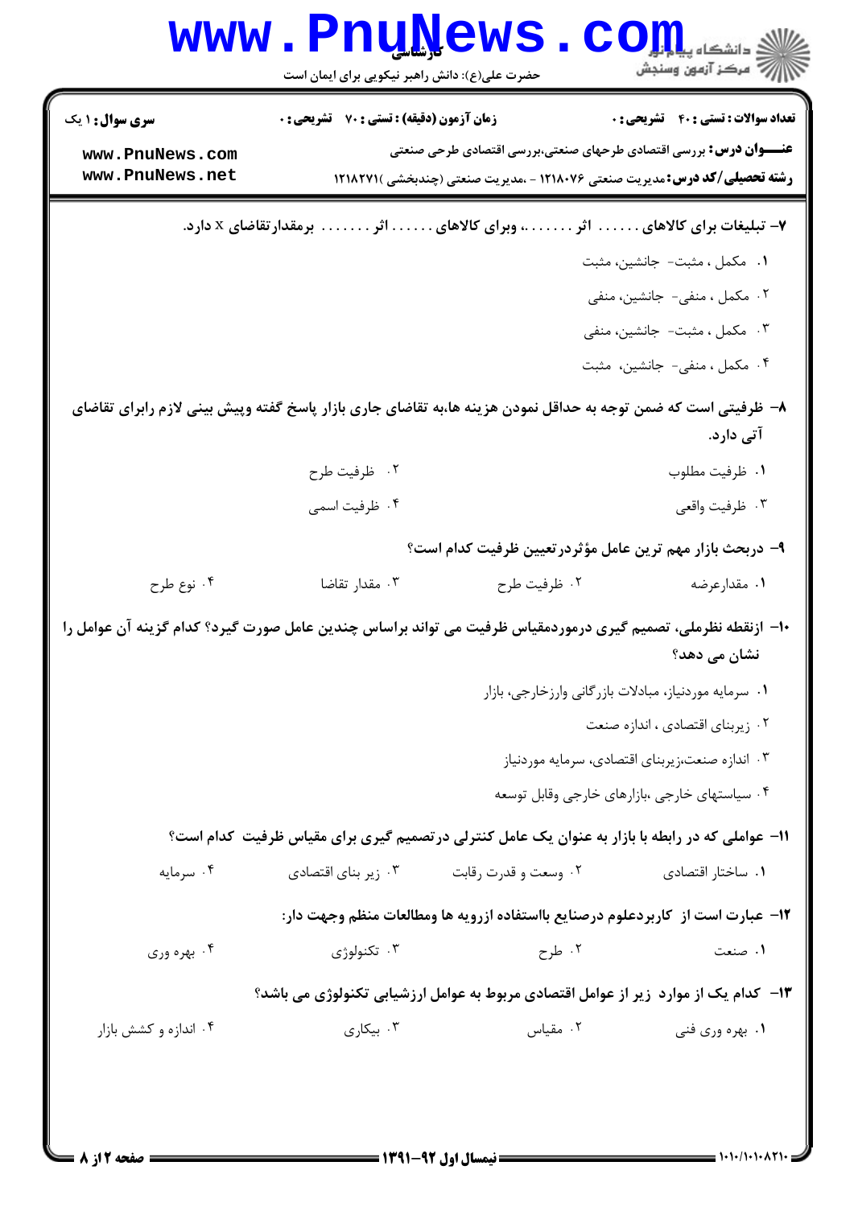**سری سوال:** ۱ یک | **زمان آزمون (دقیقه) : تستی :** ۷۰ **تشریحی :** ۰ | **تعداد سوالات : تستی :** ۴۰ **تشریحی :** ۰

**عنـــوان درس:** بررسی اقتصادی طرحهای صنعتی،بررسی اقتصادی طرحی صنعتی

**رشته تحصیلی/کد درس:** مدیریت صنعتی ۱۲۱۸۰۷۶ - ،مدیریت صنعتی (چندبخشی )۱۲۱۸۲۷۱

۷- تبلیغات برای کالاهای ...... اثر ......، وبرای کالاهای ...... اثر ....... برمقدارتقاضای x دارد.

۱. مکمل ، مثبت- جانشین، مثبت

۲. مکمل ، منفی- جانشین، منفی

۳. مکمل ، مثبت- جانشین، منفی

۴. مکمل ، منفی- جانشین، مثبت

۸- ظرفیتی است که ضمن توجه به حداقل نمودن هزینه ها،به تقاضای جاری بازار پاسخ گفته وپیش بینی لازم رابرای تقاضای آتی دارد.

۱. ظرفیت مطلوب

۲. ظرفیت طرح

۳. ظرفیت واقعی

۴. ظرفیت اسمی

۹- دربحث بازار مهم ترین عامل مؤثردرتعیین ظرفیت کدام است؟

۱. مقدارعرضه

۲. ظرفیت طرح

۳. مقدار تقاضا

۴. نوع طرح

۱۰- ازنقطه نظرملی، تصمیم گیری درموردمقیاس ظرفیت می تواند براساس چندین عامل صورت گیرد؟ کدام گزینه آن عوامل را نشان می دهد؟

۱. سرمایه موردنیاز، مبادلات بازرگانی وارزخارجی، بازار

۲. زیربنای اقتصادی ، اندازه صنعت

۳. اندازه صنعت،زیربنای اقتصادی، سرمایه موردنیاز

۴. سیاستهای خارجی ،بازارهای خارجی وقابل توسعه

۱۱- عواملی که در رابطه با بازار به عنوان یک عامل کنترلی درتصمیم گیری برای مقیاس ظرفیت کدام است؟

۱. ساختار اقتصادی

۲. وسعت و قدرت رقابت

۳. زیر بنای اقتصادی

۴. سرمایه

۱۲- عبارت است از کاربردعلوم درصنایع بااستفاده ازرویه ها ومطالعات منظم وجهت دار:

۱. صنعت

۲. طرح

۳. تکنولوژی

۴. بهره وری

۱۳- کدام یک از موارد زیر از عوامل اقتصادی مربوط به عوامل ارزشیابی تکنولوژی می باشد؟

۱. بهره وری فنی

۲. مقیاس

۳. بیکاری

۴. اندازه و کشش بازار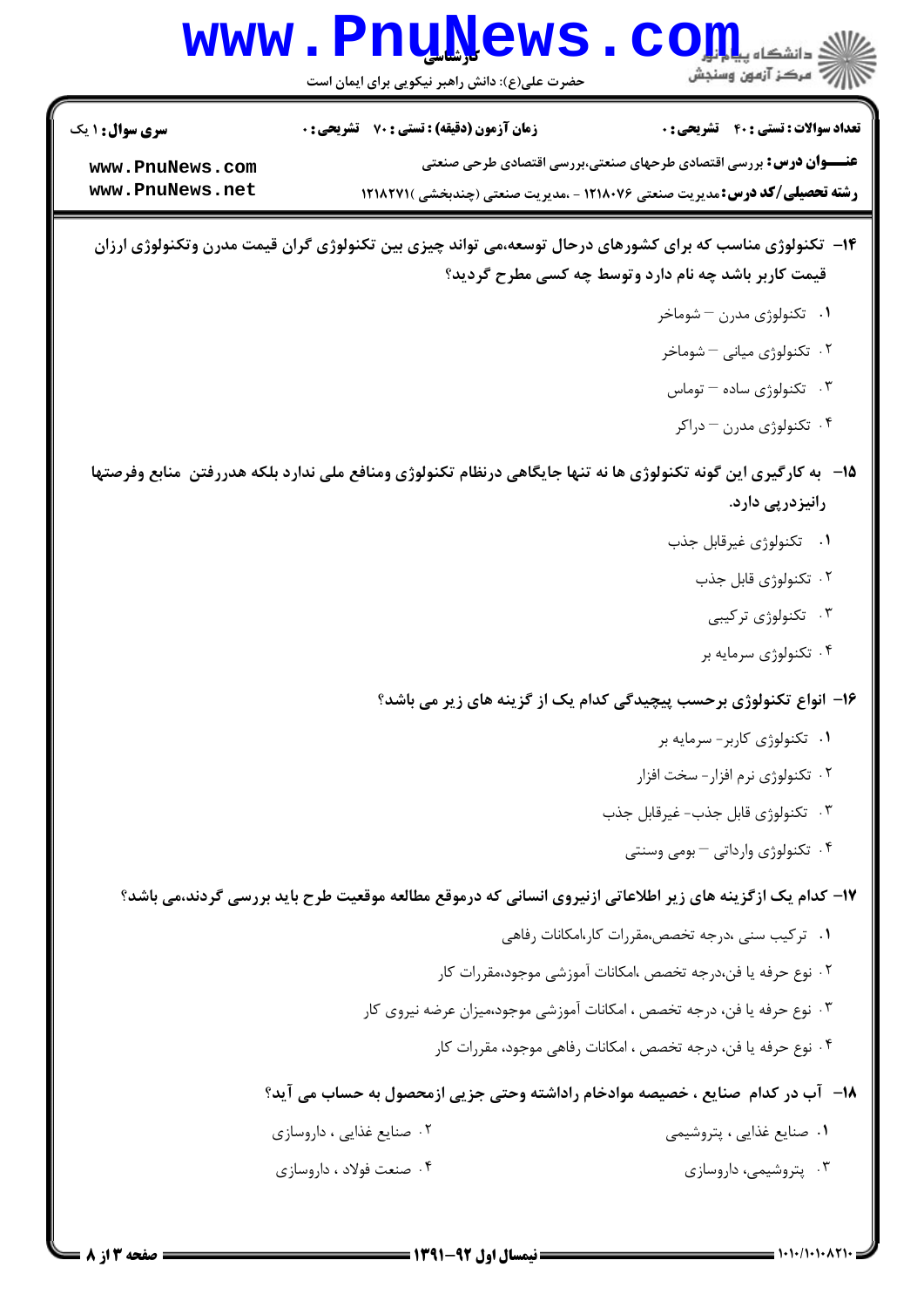**سری سوال:** ۱ یک | **زمان آزمون (دقیقه) : تستی :** ۷۰ **تشریحی :** ۰ | **تعداد سوالات : تستی :** ۴۰ **تشریحی :** ۰

**عنـــوان درس:** بررسی اقتصادی طرحهای صنعتی،بررسی اقتصادی طرحی صنعتی

**رشته تحصیلی/کد درس:** مدیریت صنعتی ۱۲۱۸۰۷۶ - ،مدیریت صنعتی (چندبخشی )۱۲۱۸۲۷۱

۱۴- تکنولوژی مناسب که برای کشورهای درحال توسعه،می تواند چیزی بین تکنولوژی گران قیمت مدرن وتکنولوژی ارزان قیمت کاربر باشد چه نام دارد وتوسط چه کسی مطرح گردید؟

۱. تکنولوژی مدرن – شوماخر

۲. تکنولوژی میانی – شوماخر

۳. تکنولوژی ساده – توماس

۴. تکنولوژی مدرن – دراکر

۱۵- به کارگیری این گونه تکنولوژی ها نه تنها جایگاهی درنظام تکنولوژی ومنافع ملی ندارد بلکه هدررفتن منابع وفرصتها رانیزدرپی دارد.

۱. تکنولوژی غیرقابل جذب

۲. تکنولوژی قابل جذب

۳. تکنولوژی ترکیبی

۴. تکنولوژی سرمایه بر

۱۶- انواع تکنولوژی برحسب پیچیدگی کدام یک از گزینه های زیر می باشد؟

۱. تکنولوژی کاربر- سرمایه بر

۲. تکنولوژی نرم افزار- سخت افزار

۳. تکنولوژی قابل جذب- غیرقابل جذب

۴. تکنولوژی وارداتی – بومی وسنتی

۱۷- کدام یک ازگزینه های زیر اطلاعاتی ازنیروی انسانی که درموقع مطالعه موقعیت طرح باید بررسی گردند،می باشد؟

۱. ترکیب سنی ،درجه تخصص،مقررات کار،امکانات رفاهی

۲. نوع حرفه یا فن،درجه تخصص ،امکانات آموزشی موجود،مقررات کار

۳. نوع حرفه یا فن، درجه تخصص ، امکانات آموزشی موجود،میزان عرضه نیروی کار

۴. نوع حرفه یا فن، درجه تخصص ، امکانات رفاهی موجود، مقررات کار

۱۸- آب در کدام صنایع ، خصیصه موادخام راداشته وحتی جزیی ازمحصول به حساب می آید؟

۱. صنایع غذایی ، پتروشیمی

۲. صنایع غذایی ، داروسازی

۳. پتروشیمی، داروسازی

۴. صنعت فولاد ، داروسازی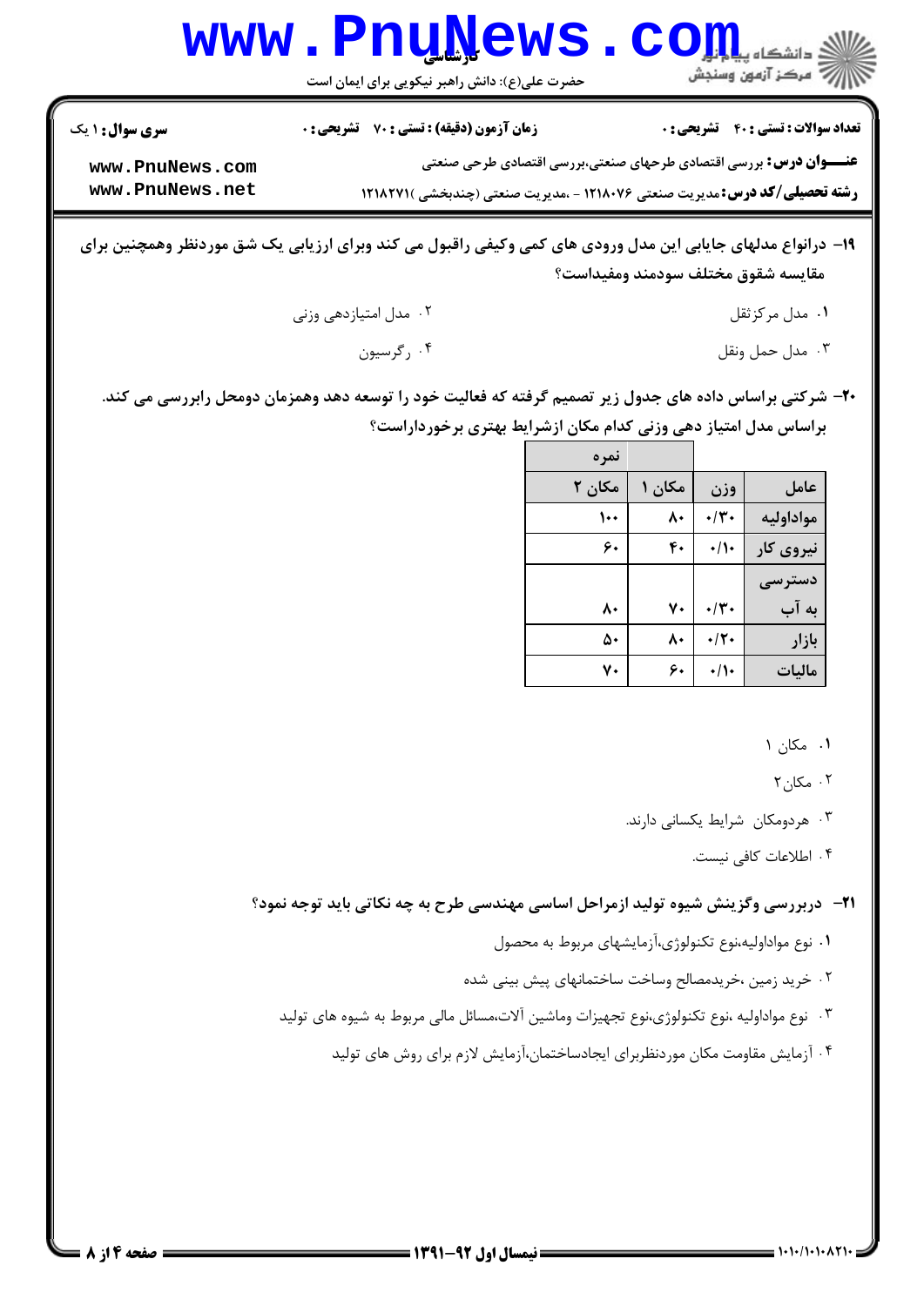**۱۹-** درانواع مدلهای جایابی این مدل ورودی های کمی وکیفی راقبول می کند وبرای ارزیابی یک شق موردنظر وهمچنین برای مقایسه شقوق مختلف سودمند ومفیداست؟

۱. مدل مرکزثقل

۲. مدل امتیازدهی وزنی

۳. مدل حمل ونقل

۴. رگرسیون

**۲۰-** شرکتی براساس داده های جدول زیر تصمیم گرفته که فعالیت خود را توسعه دهد وهمزمان دومحل رابررسی می کند. براساس مدل امتیاز دهی وزنی کدام مکان ازشرایط بهتری برخورداراست؟

| عامل | وزن | نمره | |
|---|---|---|---|
| | | مکان ۱ | مکان ۲ |
| مواداولیه | ۰/۳۰ | ۸۰ | ۱۰۰ |
| نیروی کار | ۰/۱۰ | ۴۰ | ۶۰ |
| دسترسی به آب | ۰/۳۰ | ۷۰ | ۸۰ |
| بازار | ۰/۲۰ | ۸۰ | ۵۰ |
| مالیات | ۰/۱۰ | ۶۰ | ۷۰ |

۱. مکان ۱

۲. مکان۲

۳. هردومکان شرایط یکسانی دارند.

۴. اطلاعات کافی نیست.

**۲۱-** دربررسی وگزینش شیوه تولید ازمراحل اساسی مهندسی طرح به چه نکاتی باید توجه نمود؟

۱. نوع مواداولیه،نوع تکنولوژی،آزمایشهای مربوط به محصول

۲. خرید زمین ،خریدمصالح وساخت ساختمانهای پیش بینی شده

۳. نوع مواداولیه ،نوع تکنولوژی،نوع تجهیزات وماشین آلات،مسائل مالی مربوط به شیوه های تولید

۴. آزمایش مقاومت مکان موردنظربرای ایجادساختمان،آزمایش لازم برای روش های تولید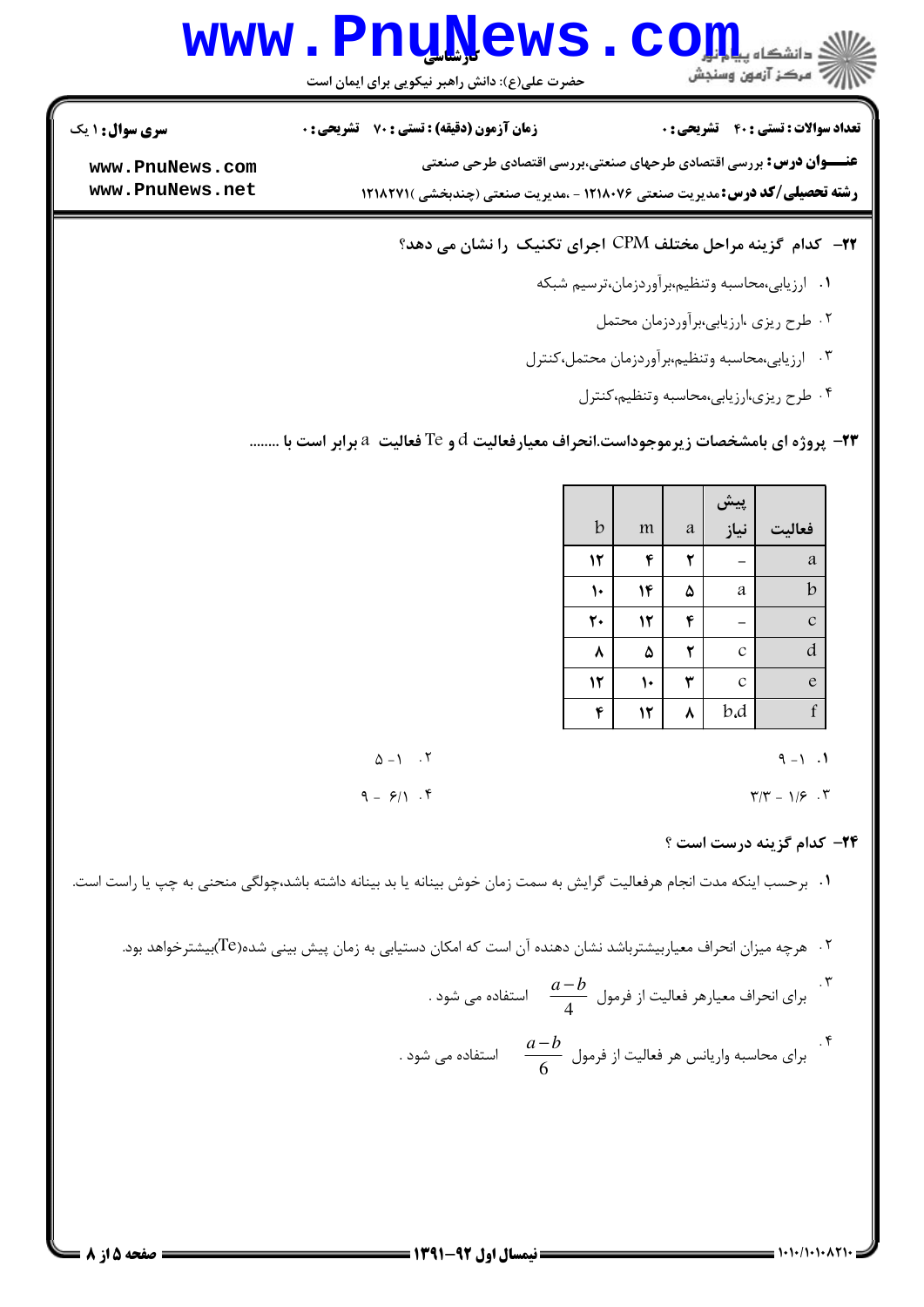**سری سوال:** ۱ یک | **زمان آزمون (دقیقه) : تستی :** ۷۰ **تشریحی :** ۰ | **تعداد سوالات : تستی :** ۴۰ **تشریحی :** ۰

**عنـــوان درس:** بررسی اقتصادی طرحهای صنعتی،بررسی اقتصادی طرحی صنعتی

**رشته تحصیلی/کد درس:** مدیریت صنعتی ۱۲۱۸۰۷۶ - ،مدیریت صنعتی (چندبخشی )۱۲۱۸۲۷۱

**۲۲- کدام گزینه مراحل مختلف CPM اجرای تکنیک را نشان می دهد؟**

۱. ارزیابی،محاسبه وتنظیم،برآوردزمان،ترسیم شبکه

۲. طرح ریزی ،ارزیابی،برآوردزمان محتمل

۳. ارزیابی،محاسبه وتنظیم،برآوردزمان محتمل،کنترل

۴. طرح ریزی،ارزیابی،محاسبه وتنظیم،کنترل

**۲۳- پروژه ای بامشخصات زیرموجوداست.انحراف معیارفعالیت d و Te فعالیت a برابر است با ........**

| فعالیت | پیش نیاز | a | m | b |
|---|---|---|---|---|
| a | – | ۲ | ۴ | ۱۲ |
| b | a | ۵ | ۱۴ | ۱۰ |
| c | – | ۴ | ۱۲ | ۲۰ |
| d | c | ۲ | ۵ | ۸ |
| e | c | ۳ | ۱۰ | ۱۲ |
| f | b,d | ۸ | ۱۲ | ۴ |

۱. ۱- ۹

۲. ۱- ۵

۳. ۳/۳ - ۱/۶

۴. ۶/۱ - ۹

**۲۴- کدام گزینه درست است ؟**

۱. برحسب اینکه مدت انجام هرفعالیت گرایش به سمت زمان خوش بینانه یا بد بینانه داشته باشد،چولگی منحنی به چپ یا راست است.

۲. هرچه میزان انحراف معیاربیشترباشد نشان دهنده آن است که امکان دستیابی به زمان پیش بینی شده(Te)بیشترخواهد بود.

۳. برای انحراف معیارهر فعالیت از فرمول $\frac{a-b}{4}$ استفاده می شود .

۴. برای محاسبه واریانس هر فعالیت از فرمول $\frac{a-b}{6}$ استفاده می شود .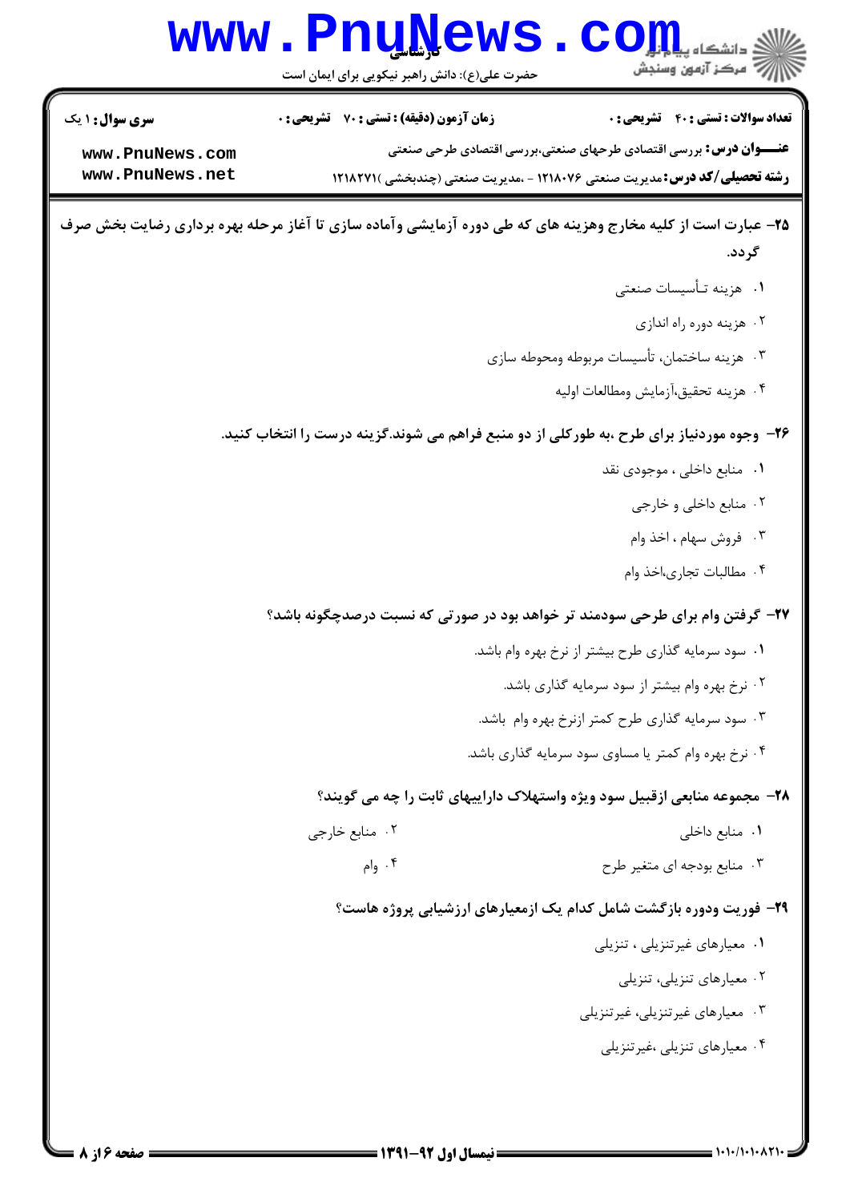۲۵- عبارت است از کلیه مخارج وهزینه های که طی دوره آزمایشی وآماده سازی تا آغاز مرحله بهره برداری رضایت بخش صرف گردد.

۱. هزینه تـأسیسات صنعتی

۲. هزینه دوره راه اندازی

۳. هزینه ساختمان، تأسیسات مربوطه ومحوطه سازی

۴. هزینه تحقیق،آزمایش ومطالعات اولیه

۲۶- وجوه موردنیاز برای طرح ،به طورکلی از دو منبع فراهم می شوند.گزینه درست را انتخاب کنید.

۱. منابع داخلی ، موجودی نقد

۲. منابع داخلی و خارجی

۳. فروش سهام ، اخذ وام

۴. مطالبات تجاری،اخذ وام

۲۷- گرفتن وام برای طرحی سودمند تر خواهد بود در صورتی که نسبت درصدچگونه باشد؟

۱. سود سرمایه گذاری طرح بیشتر از نرخ بهره وام باشد.

۲. نرخ بهره وام بیشتر از سود سرمایه گذاری باشد.

۳. سود سرمایه گذاری طرح کمتر ازنرخ بهره وام باشد.

۴. نرخ بهره وام کمتر یا مساوی سود سرمایه گذاری باشد.

۲۸- مجموعه منابعی ازقبیل سود ویژه واستهلاک داراییهای ثابت را چه می گویند؟

۱. منابع داخلی

۲. منابع خارجی

۳. منابع بودجه ای متغیر طرح

۴. وام

۲۹- فوریت ودوره بازگشت شامل کدام یک ازمعیارهای ارزشیابی پروژه هاست؟

۱. معیارهای غیرتنزیلی ، تنزیلی

۲. معیارهای تنزیلی، تنزیلی

۳. معیارهای غیرتنزیلی، غیرتنزیلی

۴. معیارهای تنزیلی ،غیرتنزیلی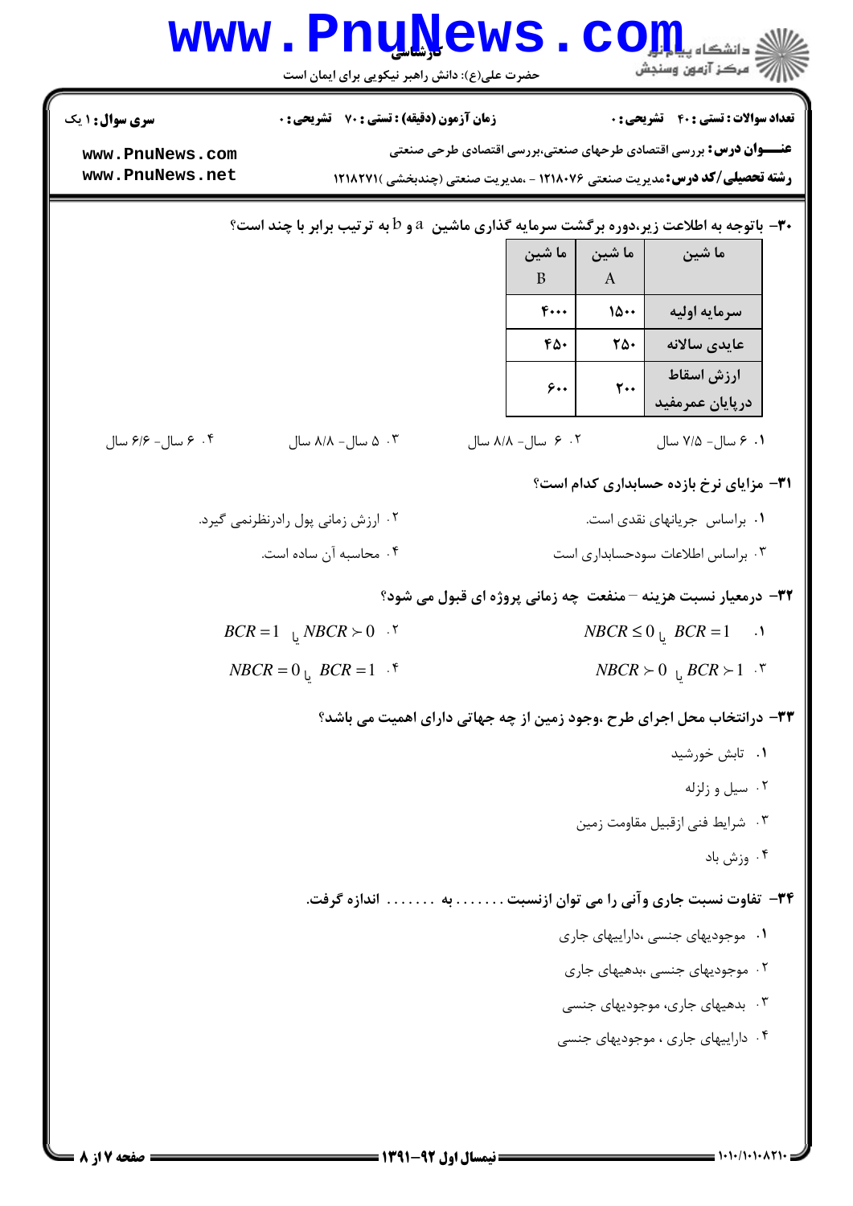۳۰- باتوجه به اطلاعت زیر،دوره برگشت سرمایه گذاری ماشین a و b به ترتیب برابر با چند است؟

| ما شین | ما شین A | ما شین B |
| --- | --- | --- |
| سرمایه اولیه | ۱۵۰۰ | ۴۰۰۰ |
| عایدی سالانه | ۲۵۰ | ۴۵۰ |
| ارزش اسقاط درپایان عمرمفید | ۲۰۰ | ۶۰۰ |

۱. ۶ سال- ۷/۵ سال

۲. ۶ سال- ۸/۸ سال

۳. ۵ سال- ۸/۸ سال

۴. ۶ سال- ۶/۶ سال

۳۱- مزایای نرخ بازده حسابداری کدام است؟

۱. براساس جریانهای نقدی است.

۲. ارزش زمانی پول رادرنظرنمی گیرد.

۳. براساس اطلاعات سودحسابداری است

۴. محاسبه آن ساده است.

۳۲- درمعیار نسبت هزینه – منفعت چه زمانی پروژه ای قبول می شود؟

۱. $BCR = 1$ یا $NBCR \leq 0$

۲. $NBCR \succ 0$ یا $BCR = 1$

۳. $BCR \succ 1$ یا $NBCR \succ 0$

۴. $BCR = 1$ یا $NBCR = 0$

۳۳- درانتخاب محل اجرای طرح ،وجود زمین از چه جهاتی دارای اهمیت می باشد؟

۱. تابش خورشید

۲. سیل و زلزله

۳. شرایط فنی ازقبیل مقاومت زمین

۴. وزش باد

۳۴- تفاوت نسبت جاری وآنی را می توان ازنسبت ........ به ........ اندازه گرفت.

۱. موجودیهای جنسی ،داراییهای جاری

۲. موجودیهای جنسی ،بدهیهای جاری

۳. بدهیهای جاری، موجودیهای جنسی

۴. داراییهای جاری ، موجودیهای جنسی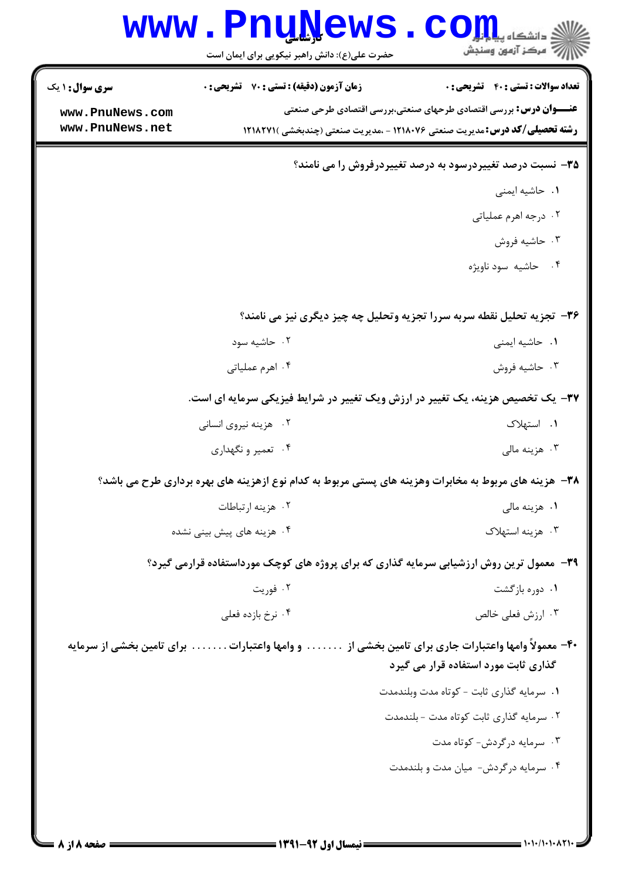۳۵- نسبت درصد تغییردرسود به درصد تغییردرفروش را می نامند؟

۱. حاشیه ایمنی

۲. درجه اهرم عملیاتی

۳. حاشیه فروش

۴. حاشیه سود ناویژه

۳۶- تجزیه تحلیل نقطه سربه سررا تجزیه وتحلیل چه چیز دیگری نیز می نامند؟

۱. حاشیه ایمنی

۲. حاشیه سود

۳. حاشیه فروش

۴. اهرم عملیاتی

۳۷- یک تخصیص هزینه، یک تغییر در ارزش ویک تغییر در شرایط فیزیکی سرمایه ای است.

۱. استهلاک

۲. هزینه نیروی انسانی

۳. هزینه مالی

۴. تعمیر و نگهداری

۳۸- هزینه های مربوط به مخابرات وهزینه های پستی مربوط به کدام نوع ازهزینه های بهره برداری طرح می باشد؟

۱. هزینه مالی

۲. هزینه ارتباطات

۳. هزینه استهلاک

۴. هزینه های پیش بینی نشده

۳۹- معمول ترین روش ارزشیابی سرمایه گذاری که برای پروژه های کوچک مورداستفاده قرارمی گیرد؟

۱. دوره بازگشت

۲. فوریت

۳. ارزش فعلی خالص

۴. نرخ بازده فعلی

۴۰- معمولاً وامها واعتبارات جاری برای تامین بخشی از ....... و وامها واعتبارات ....... برای تامین بخشی از سرمایه گذاری ثابت مورد استفاده قرار می گیرد

۱. سرمایه گذاری ثابت - کوتاه مدت وبلندمدت

۲. سرمایه گذاری ثابت کوتاه مدت - بلندمدت

۳. سرمایه درگردش- کوتاه مدت

۴. سرمایه درگردش- میان مدت و بلندمدت